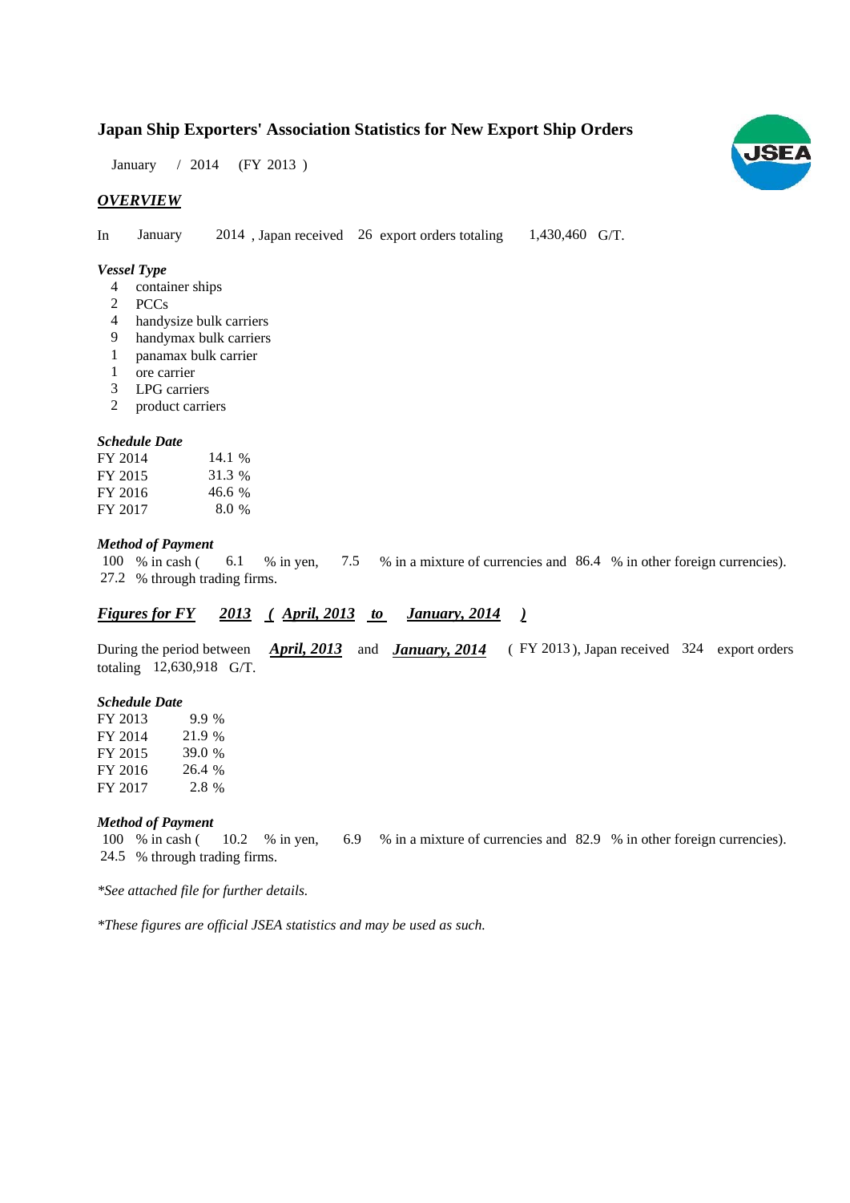# Japan Ship Exporters' Association Statistics for New Export Ship Orders

January / 2014 (FY 2013 )

## *OVERVIEW*

In January 2014 , Japan received 26 export orders totaling 1,430,460 G/T.

### *Vessel Type*

- 4 container ships
- 2 PCCs
- 4 handysize bulk carriers
- 9 handymax bulk carriers
- 1 panamax bulk carrier
- 1 ore carrier
- 3 LPG carriers
- 2 product carriers

### *Schedule Date*

| | |
|---|---|
| FY 2014 | 14.1 % |
| FY 2015 | 31.3 % |
| FY 2016 | 46.6 % |
| FY 2017 | 8.0 % |

### *Method of Payment*

100 % in cash ( 6.1 % in yen, 7.5 % in a mixture of currencies and 86.4 % in other foreign currencies).
27.2 % through trading firms.

## ***Figures for FY 2013 ( April, 2013 to January, 2014 )***

During the period between ***April, 2013*** and ***January, 2014*** ( FY 2013 ), Japan received 324 export orders totaling 12,630,918 G/T.

### *Schedule Date*

| | |
|---|---|
| FY 2013 | 9.9 % |
| FY 2014 | 21.9 % |
| FY 2015 | 39.0 % |
| FY 2016 | 26.4 % |
| FY 2017 | 2.8 % |

### *Method of Payment*

100 % in cash ( 10.2 % in yen, 6.9 % in a mixture of currencies and 82.9 % in other foreign currencies).
24.5 % through trading firms.

*\*See attached file for further details.*

*\*These figures are official JSEA statistics and may be used as such.*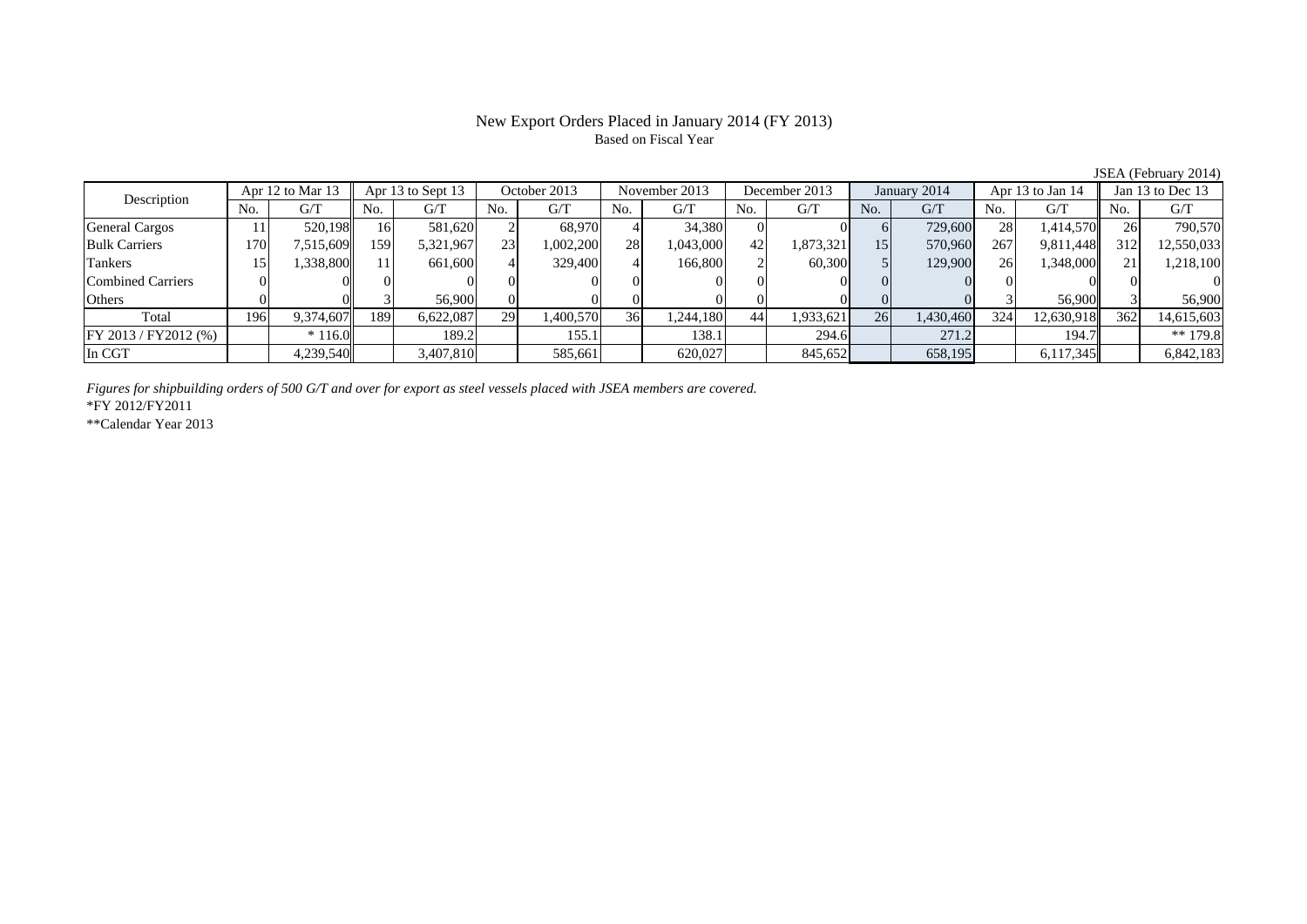# New Export Orders Placed in January 2014 (FY 2013)

Based on Fiscal Year

JSEA (February 2014)

| Description | Apr 12 to Mar 13 | | Apr 13 to Sept 13 | | October 2013 | | November 2013 | | December 2013 | | January 2014 | | Apr 13 to Jan 14 | | Jan 13 to Dec 13 | |
|---|---|---|---|---|---|---|---|---|---|---|---|---|---|---|---|---|
| | No. | G/T | No. | G/T | No. | G/T | No. | G/T | No. | G/T | No. | G/T | No. | G/T | No. | G/T |
| General Cargos | 11 | 520,198 | 16 | 581,620 | 2 | 68,970 | 4 | 34,380 | 0 | 0 | 6 | 729,600 | 28 | 1,414,570 | 26 | 790,570 |
| Bulk Carriers | 170 | 7,515,609 | 159 | 5,321,967 | 23 | 1,002,200 | 28 | 1,043,000 | 42 | 1,873,321 | 15 | 570,960 | 267 | 9,811,448 | 312 | 12,550,033 |
| Tankers | 15 | 1,338,800 | 11 | 661,600 | 4 | 329,400 | 4 | 166,800 | 2 | 60,300 | 5 | 129,900 | 26 | 1,348,000 | 21 | 1,218,100 |
| Combined Carriers | 0 | 0 | 0 | 0 | 0 | 0 | 0 | 0 | 0 | 0 | 0 | 0 | 0 | 0 | 0 | 0 |
| Others | 0 | 0 | 3 | 56,900 | 0 | 0 | 0 | 0 | 0 | 0 | 0 | 0 | 3 | 56,900 | 3 | 56,900 |
| Total | 196 | 9,374,607 | 189 | 6,622,087 | 29 | 1,400,570 | 36 | 1,244,180 | 44 | 1,933,621 | 26 | 1,430,460 | 324 | 12,630,918 | 362 | 14,615,603 |
| FY 2013 / FY2012 (%) | | * 116.0 | | 189.2 | | 155.1 | | 138.1 | | 294.6 | | 271.2 | | 194.7 | | ** 179.8 |
| In CGT | | 4,239,540 | | 3,407,810 | | 585,661 | | 620,027 | | 845,652 | | 658,195 | | 6,117,345 | | 6,842,183 |

*Figures for shipbuilding orders of 500 G/T and over for export as steel vessels placed with JSEA members are covered.*

*FY 2012/FY2011

**Calendar Year 2013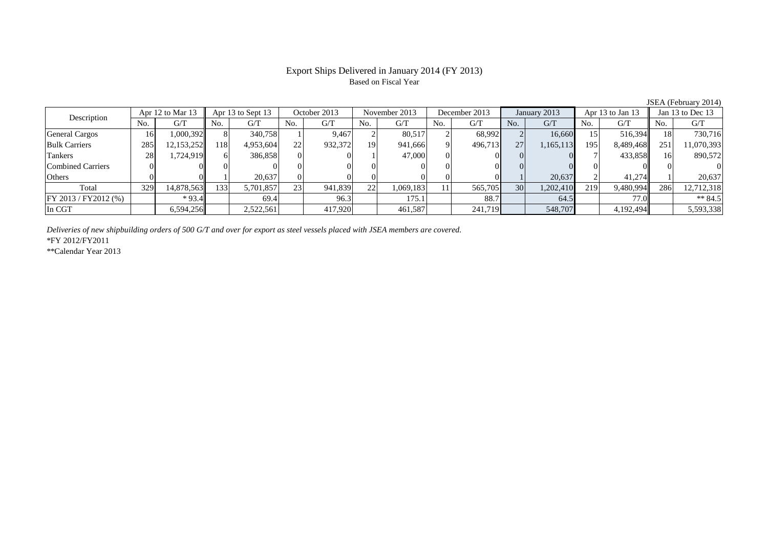# Export Ships Delivered in January 2014 (FY 2013)

Based on Fiscal Year

JSEA (February 2014)

| Description | Apr 12 to Mar 13 | | Apr 13 to Sept 13 | | October 2013 | | November 2013 | | December 2013 | | January 2013 | | Apr 13 to Jan 13 | | Jan 13 to Dec 13 | |
|---|---|---|---|---|---|---|---|---|---|---|---|---|---|---|---|---|
| | No. | G/T | No. | G/T | No. | G/T | No. | G/T | No. | G/T | No. | G/T | No. | G/T | No. | G/T |
| General Cargos | 16 | 1,000,392 | 8 | 340,758 | 1 | 9,467 | 2 | 80,517 | 2 | 68,992 | 2 | 16,660 | 15 | 516,394 | 18 | 730,716 |
| Bulk Carriers | 285 | 12,153,252 | 118 | 4,953,604 | 22 | 932,372 | 19 | 941,666 | 9 | 496,713 | 27 | 1,165,113 | 195 | 8,489,468 | 251 | 11,070,393 |
| Tankers | 28 | 1,724,919 | 6 | 386,858 | 0 | 0 | 1 | 47,000 | 0 | 0 | 0 | 0 | 7 | 433,858 | 16 | 890,572 |
| Combined Carriers | 0 | 0 | 0 | 0 | 0 | 0 | 0 | 0 | 0 | 0 | 0 | 0 | 0 | 0 | 0 | 0 |
| Others | 0 | 0 | 1 | 20,637 | 0 | 0 | 0 | 0 | 0 | 0 | 1 | 20,637 | 2 | 41,274 | 1 | 20,637 |
| Total | 329 | 14,878,563 | 133 | 5,701,857 | 23 | 941,839 | 22 | 1,069,183 | 11 | 565,705 | 30 | 1,202,410 | 219 | 9,480,994 | 286 | 12,712,318 |
| FY 2013 / FY2012 (%) | | * 93.4 | | 69.4 | | 96.3 | | 175.1 | | 88.7 | | 64.5 | | 77.0 | | ** 84.5 |
| In CGT | | 6,594,256 | | 2,522,561 | | 417,920 | | 461,587 | | 241,719 | | 548,707 | | 4,192,494 | | 5,593,338 |

*Deliveries of new shipbuilding orders of 500 G/T and over for export as steel vessels placed with JSEA members are covered.*

*FY 2012/FY2011

**Calendar Year 2013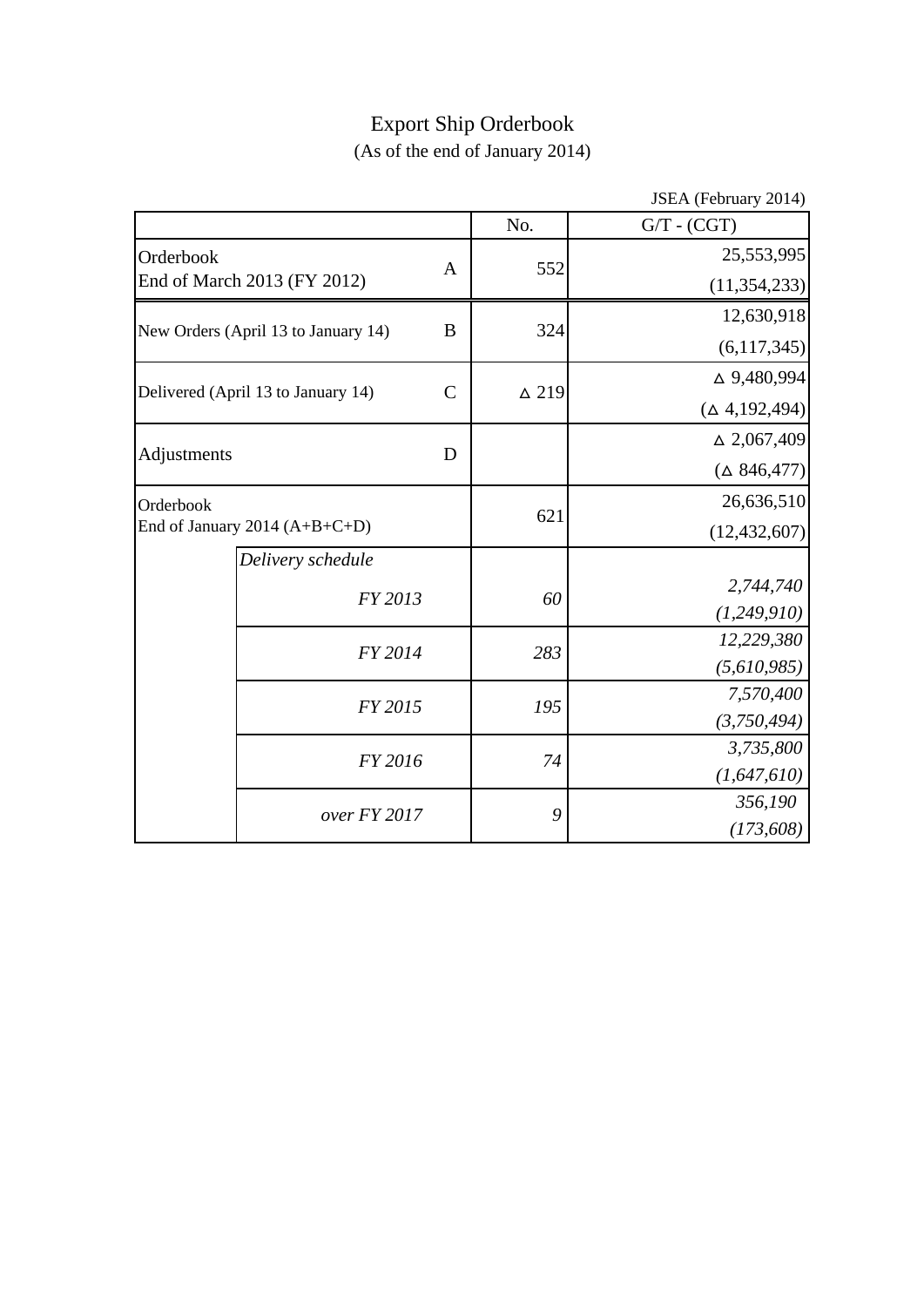# Export Ship Orderbook

(As of the end of January 2014)

JSEA (February 2014)

| | | | No. | G/T - (CGT) |
|---|---|---|---|---|
| Orderbook<br>End of March 2013 (FY 2012) | | A | 552 | 25,553,995<br>(11,354,233) |
| New Orders (April 13 to January 14) | | B | 324 | 12,630,918<br>(6,117,345) |
| Delivered (April 13 to January 14) | | C | △ 219 | △ 9,480,994<br>(△ 4,192,494) |
| Adjustments | | D | | △ 2,067,409<br>(△ 846,477) |
| Orderbook<br>End of January 2014 (A+B+C+D) | | | 621 | 26,636,510<br>(12,432,607) |
| | *Delivery schedule*<br>*FY 2013* | | *60* | *2,744,740*<br>*(1,249,910)* |
| | *FY 2014* | | *283* | *12,229,380*<br>*(5,610,985)* |
| | *FY 2015* | | *195* | *7,570,400*<br>*(3,750,494)* |
| | *FY 2016* | | *74* | *3,735,800*<br>*(1,647,610)* |
| | *over FY 2017* | | *9* | *356,190*<br>*(173,608)* |